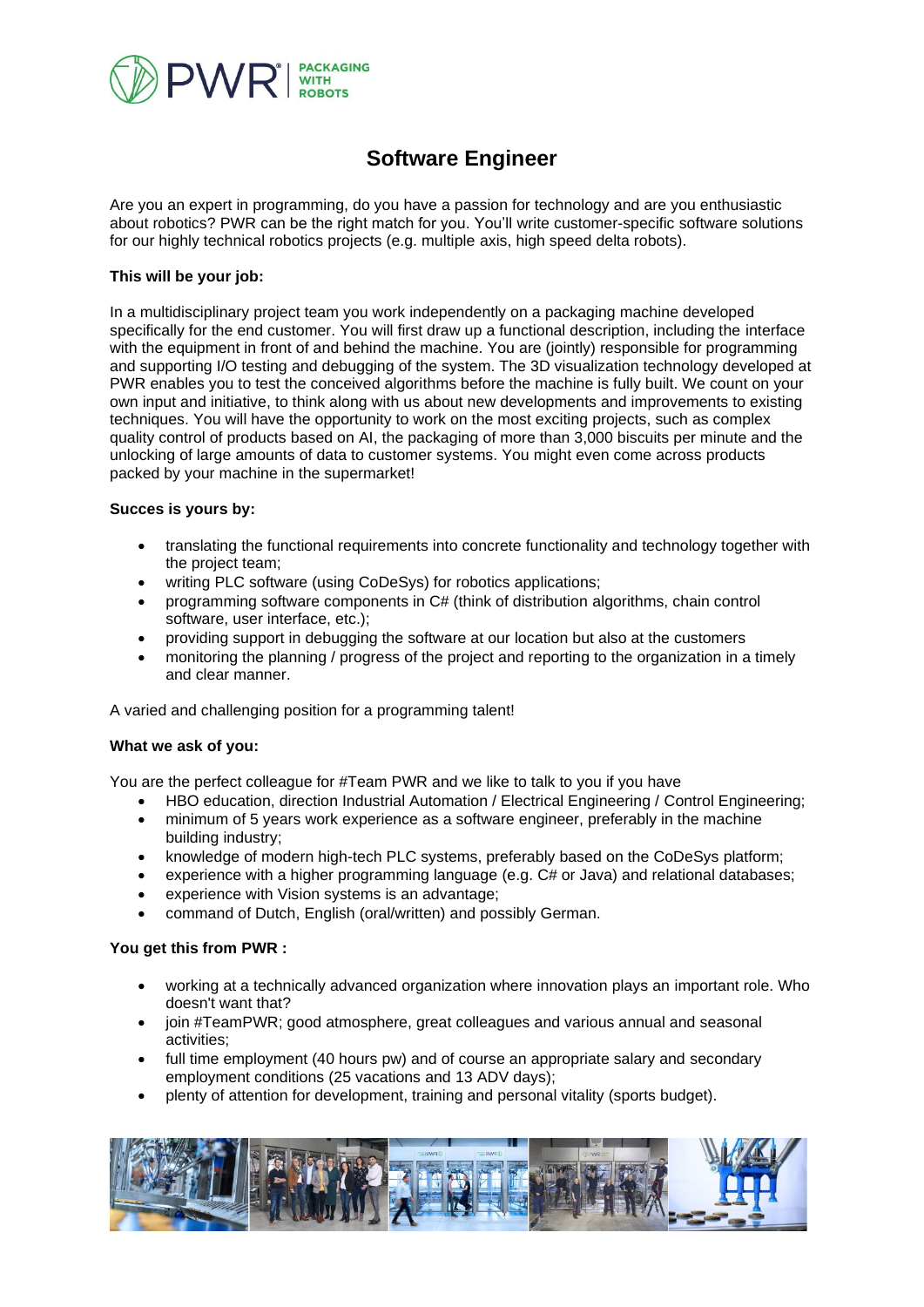# Software Engineer

Are you an expert in programming, do you have a passion for technology and are you enthusiastic about robotics? PWR can be the right match for you. You'll write customer-specific software solutions for our highly technical robotics projects (e.g. multiple axis, high speed delta robots).

**This will be your job:**

In a multidisciplinary project team you work independently on a packaging machine developed specifically for the end customer. You will first draw up a functional description, including the interface with the equipment in front of and behind the machine. You are (jointly) responsible for programming and supporting I/O testing and debugging of the system. The 3D visualization technology developed at PWR enables you to test the conceived algorithms before the machine is fully built. We count on your own input and initiative, to think along with us about new developments and improvements to existing techniques. You will have the opportunity to work on the most exciting projects, such as complex quality control of products based on AI, the packaging of more than 3,000 biscuits per minute and the unlocking of large amounts of data to customer systems. You might even come across products packed by your machine in the supermarket!

**Succes is yours by:**

- translating the functional requirements into concrete functionality and technology together with the project team;
- writing PLC software (using CoDeSys) for robotics applications;
- programming software components in C# (think of distribution algorithms, chain control software, user interface, etc.);
- providing support in debugging the software at our location but also at the customers
- monitoring the planning / progress of the project and reporting to the organization in a timely and clear manner.

A varied and challenging position for a programming talent!

**What we ask of you:**

You are the perfect colleague for #Team PWR and we like to talk to you if you have

- HBO education, direction Industrial Automation / Electrical Engineering / Control Engineering;
- minimum of 5 years work experience as a software engineer, preferably in the machine building industry;
- knowledge of modern high-tech PLC systems, preferably based on the CoDeSys platform;
- experience with a higher programming language (e.g. C# or Java) and relational databases;
- experience with Vision systems is an advantage;
- command of Dutch, English (oral/written) and possibly German.

**You get this from PWR :**

- working at a technically advanced organization where innovation plays an important role. Who doesn't want that?
- join #TeamPWR; good atmosphere, great colleagues and various annual and seasonal activities;
- full time employment (40 hours pw) and of course an appropriate salary and secondary employment conditions (25 vacations and 13 ADV days);
- plenty of attention for development, training and personal vitality (sports budget).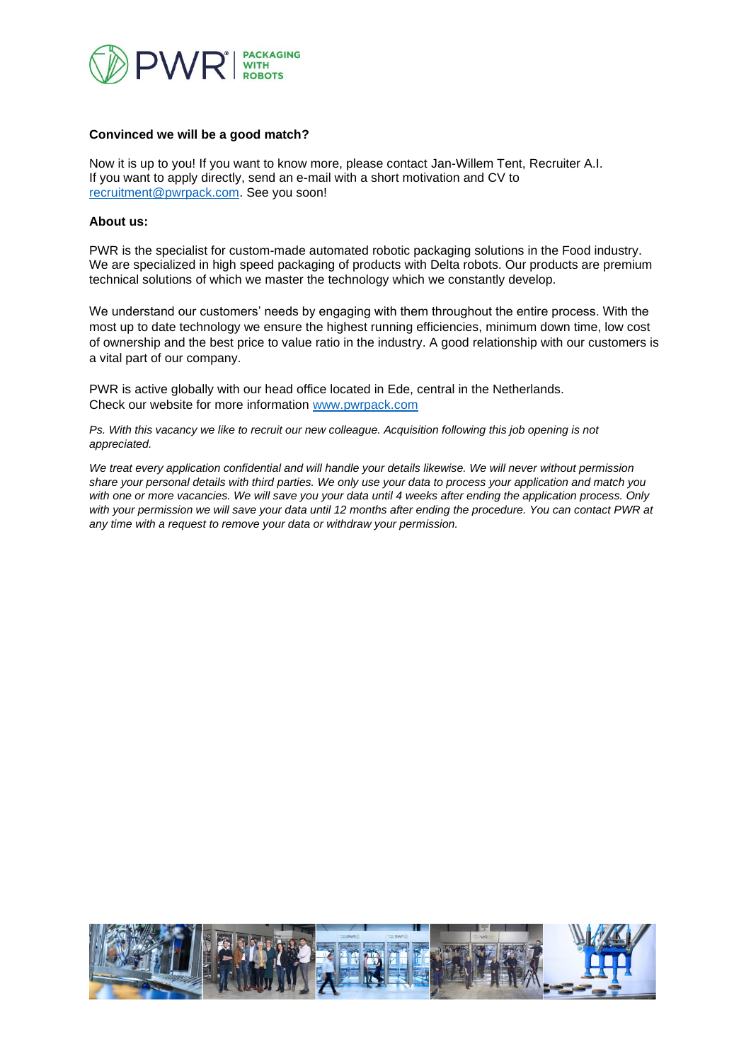**Convinced we will be a good match?**

Now it is up to you! If you want to know more, please contact Jan-Willem Tent, Recruiter A.I.
If you want to apply directly, send an e-mail with a short motivation and CV to recruitment@pwrpack.com. See you soon!

**About us:**

PWR is the specialist for custom-made automated robotic packaging solutions in the Food industry. We are specialized in high speed packaging of products with Delta robots. Our products are premium technical solutions of which we master the technology which we constantly develop.

We understand our customers' needs by engaging with them throughout the entire process. With the most up to date technology we ensure the highest running efficiencies, minimum down time, low cost of ownership and the best price to value ratio in the industry. A good relationship with our customers is a vital part of our company.

PWR is active globally with our head office located in Ede, central in the Netherlands.
Check our website for more information www.pwrpack.com

*Ps. With this vacancy we like to recruit our new colleague. Acquisition following this job opening is not appreciated.*

*We treat every application confidential and will handle your details likewise. We will never without permission share your personal details with third parties. We only use your data to process your application and match you with one or more vacancies. We will save you your data until 4 weeks after ending the application process. Only with your permission we will save your data until 12 months after ending the procedure. You can contact PWR at any time with a request to remove your data or withdraw your permission.*